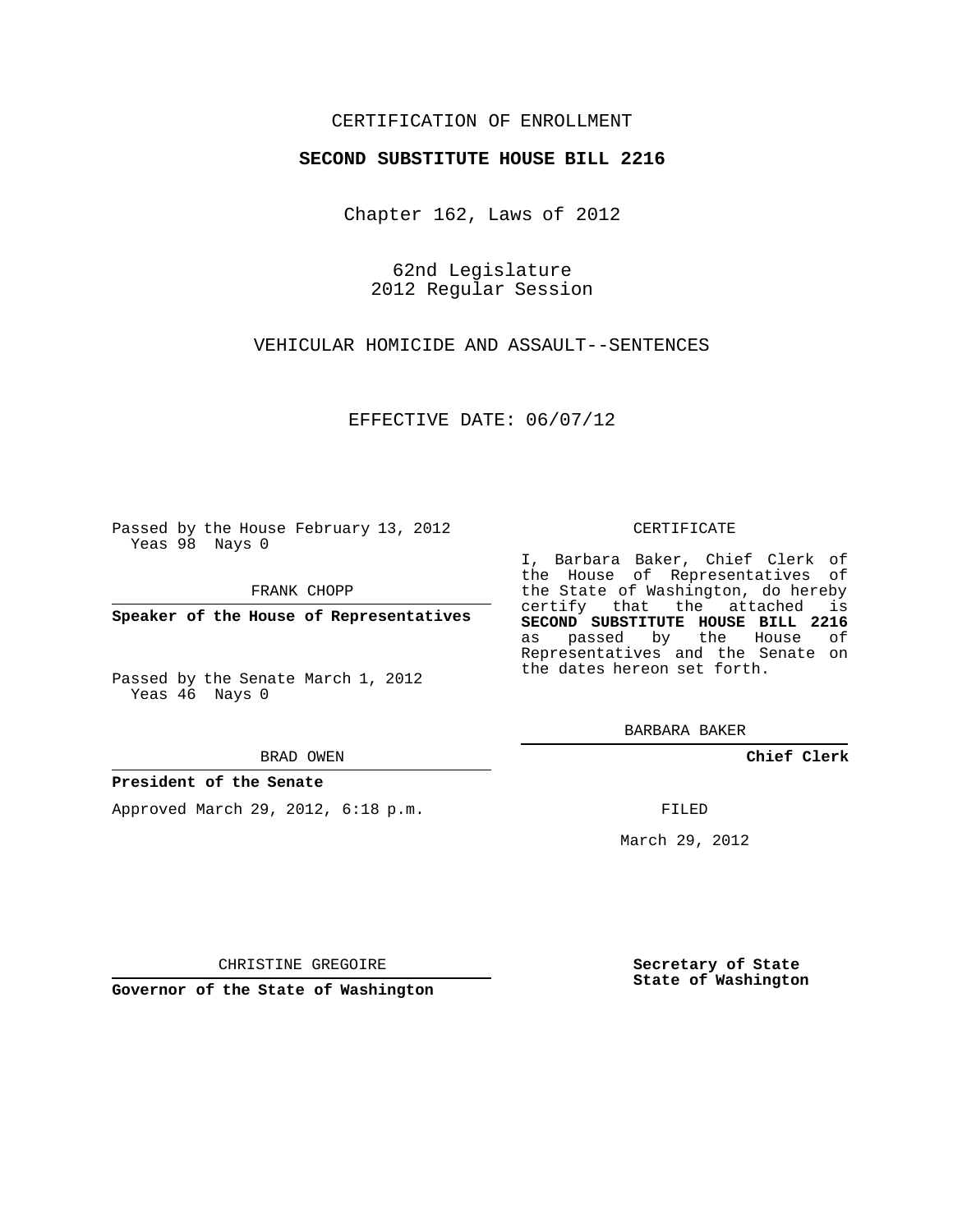CERTIFICATION OF ENROLLMENT

**SECOND SUBSTITUTE HOUSE BILL 2216**

Chapter 162, Laws of 2012

62nd Legislature
2012 Regular Session

VEHICULAR HOMICIDE AND ASSAULT--SENTENCES

EFFECTIVE DATE: 06/07/12

Passed by the House February 13, 2012
Yeas 98 Nays 0

FRANK CHOPP

**Speaker of the House of Representatives**

Passed by the Senate March 1, 2012
Yeas 46 Nays 0

BRAD OWEN

**President of the Senate**

Approved March 29, 2012, 6:18 p.m.

CHRISTINE GREGOIRE

**Governor of the State of Washington**

CERTIFICATE

I, Barbara Baker, Chief Clerk of the House of Representatives of the State of Washington, do hereby certify that the attached is **SECOND SUBSTITUTE HOUSE BILL 2216** as passed by the House of Representatives and the Senate on the dates hereon set forth.

BARBARA BAKER

**Chief Clerk**

FILED

March 29, 2012

**Secretary of State**
**State of Washington**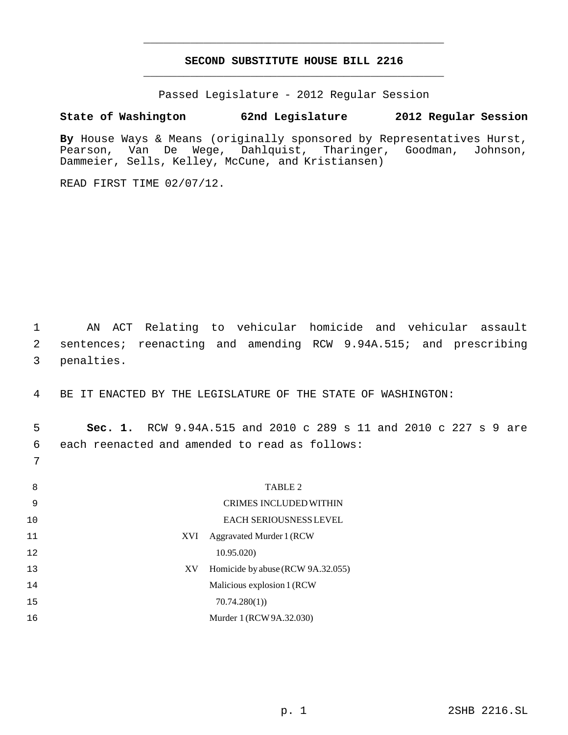**SECOND SUBSTITUTE HOUSE BILL 2216**

Passed Legislature - 2012 Regular Session

**State of Washington 62nd Legislature 2012 Regular Session**

**By** House Ways & Means (originally sponsored by Representatives Hurst, Pearson, Van De Wege, Dahlquist, Tharinger, Goodman, Johnson, Dammeier, Sells, Kelley, McCune, and Kristiansen)

READ FIRST TIME 02/07/12.

AN ACT Relating to vehicular homicide and vehicular assault sentences; reenacting and amending RCW 9.94A.515; and prescribing penalties.

BE IT ENACTED BY THE LEGISLATURE OF THE STATE OF WASHINGTON:

**Sec. 1.** RCW 9.94A.515 and 2010 c 289 s 11 and 2010 c 227 s 9 are each reenacted and amended to read as follows:

TABLE 2

CRIMES INCLUDED WITHIN EACH SERIOUSNESS LEVEL

| | |
|---|---|
| XVI | Aggravated Murder 1 (RCW 10.95.020) |
| XV | Homicide by abuse (RCW 9A.32.055) |
| | Malicious explosion 1 (RCW 70.74.280(1)) |
| | Murder 1 (RCW 9A.32.030) |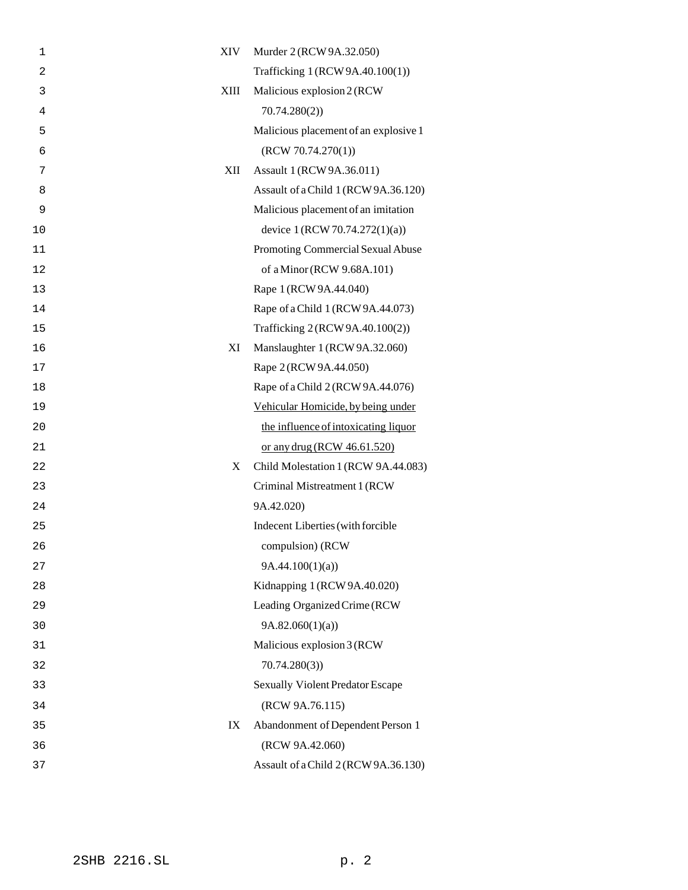| | |
|---|---|
| XIV | Murder 2 (RCW 9A.32.050) |
| | Trafficking 1 (RCW 9A.40.100(1)) |
| XIII | Malicious explosion 2 (RCW 70.74.280(2)) |
| | Malicious placement of an explosive 1 (RCW 70.74.270(1)) |
| XII | Assault 1 (RCW 9A.36.011) |
| | Assault of a Child 1 (RCW 9A.36.120) |
| | Malicious placement of an imitation device 1 (RCW 70.74.272(1)(a)) |
| | Promoting Commercial Sexual Abuse of a Minor (RCW 9.68A.101) |
| | Rape 1 (RCW 9A.44.040) |
| | Rape of a Child 1 (RCW 9A.44.073) |
| | Trafficking 2 (RCW 9A.40.100(2)) |
| XI | Manslaughter 1 (RCW 9A.32.060) |
| | Rape 2 (RCW 9A.44.050) |
| | Rape of a Child 2 (RCW 9A.44.076) |
| | <u>Vehicular Homicide, by being under the influence of intoxicating liquor or any drug (RCW 46.61.520)</u> |
| X | Child Molestation 1 (RCW 9A.44.083) |
| | Criminal Mistreatment 1 (RCW 9A.42.020) |
| | Indecent Liberties (with forcible compulsion) (RCW 9A.44.100(1)(a)) |
| | Kidnapping 1 (RCW 9A.40.020) |
| | Leading Organized Crime (RCW 9A.82.060(1)(a)) |
| | Malicious explosion 3 (RCW 70.74.280(3)) |
| | Sexually Violent Predator Escape (RCW 9A.76.115) |
| IX | Abandonment of Dependent Person 1 (RCW 9A.42.060) |
| | Assault of a Child 2 (RCW 9A.36.130) |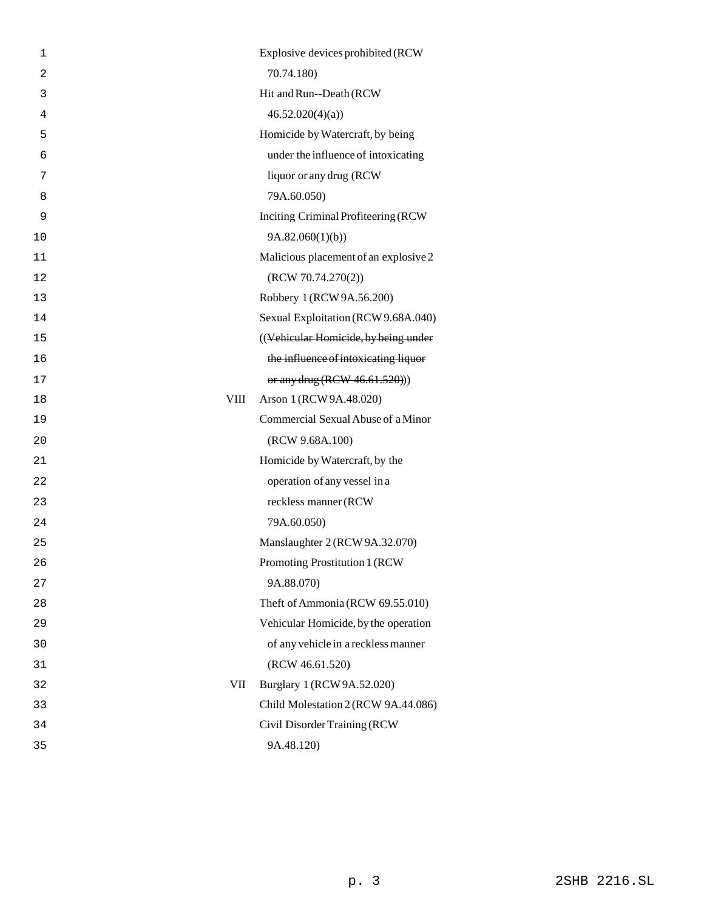| | |
|---|---|
| | Explosive devices prohibited (RCW 70.74.180) |
| | Hit and Run--Death (RCW 46.52.020(4)(a)) |
| | Homicide by Watercraft, by being under the influence of intoxicating liquor or any drug (RCW 79A.60.050) |
| | Inciting Criminal Profiteering (RCW 9A.82.060(1)(b)) |
| | Malicious placement of an explosive 2 (RCW 70.74.270(2)) |
| | Robbery 1 (RCW 9A.56.200) |
| | Sexual Exploitation (RCW 9.68A.040) |
| | ((~~Vehicular Homicide, by being under the influence of intoxicating liquor or any drug (RCW 46.61.520)~~)) |
| VIII | Arson 1 (RCW 9A.48.020) |
| | Commercial Sexual Abuse of a Minor (RCW 9.68A.100) |
| | Homicide by Watercraft, by the operation of any vessel in a reckless manner (RCW 79A.60.050) |
| | Manslaughter 2 (RCW 9A.32.070) |
| | Promoting Prostitution 1 (RCW 9A.88.070) |
| | Theft of Ammonia (RCW 69.55.010) |
| | Vehicular Homicide, by the operation of any vehicle in a reckless manner (RCW 46.61.520) |
| VII | Burglary 1 (RCW 9A.52.020) |
| | Child Molestation 2 (RCW 9A.44.086) |
| | Civil Disorder Training (RCW 9A.48.120) |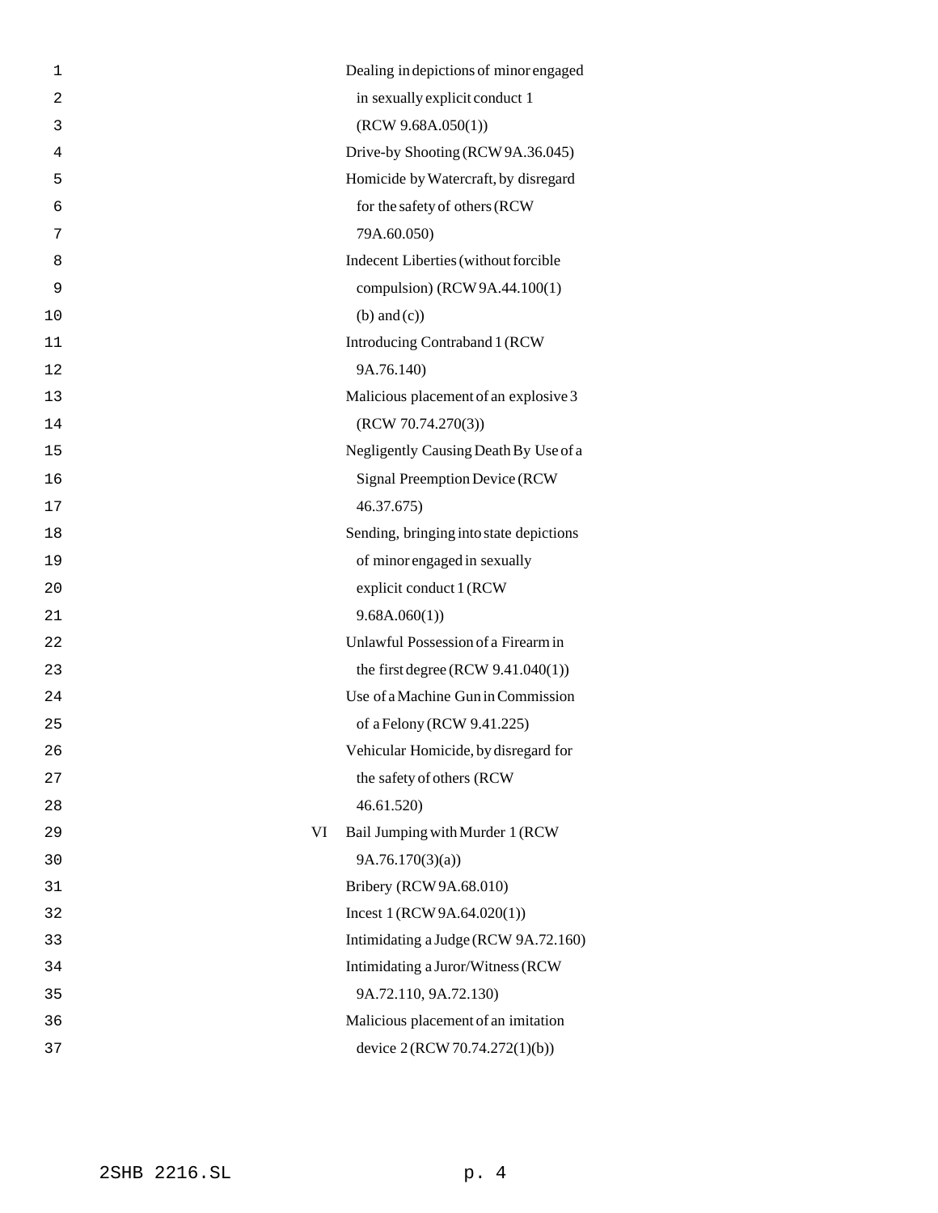Dealing in depictions of minor engaged in sexually explicit conduct 1 (RCW 9.68A.050(1))

Drive-by Shooting (RCW 9A.36.045)

Homicide by Watercraft, by disregard for the safety of others (RCW 79A.60.050)

Indecent Liberties (without forcible compulsion) (RCW 9A.44.100(1)(b) and (c))

Introducing Contraband 1 (RCW 9A.76.140)

Malicious placement of an explosive 3 (RCW 70.74.270(3))

Negligently Causing Death By Use of a Signal Preemption Device (RCW 46.37.675)

Sending, bringing into state depictions of minor engaged in sexually explicit conduct 1 (RCW 9.68A.060(1))

Unlawful Possession of a Firearm in the first degree (RCW 9.41.040(1))

Use of a Machine Gun in Commission of a Felony (RCW 9.41.225)

Vehicular Homicide, by disregard for the safety of others (RCW 46.61.520)

VI Bail Jumping with Murder 1 (RCW 9A.76.170(3)(a))

Bribery (RCW 9A.68.010)

Incest 1 (RCW 9A.64.020(1))

Intimidating a Judge (RCW 9A.72.160)

Intimidating a Juror/Witness (RCW 9A.72.110, 9A.72.130)

Malicious placement of an imitation device 2 (RCW 70.74.272(1)(b))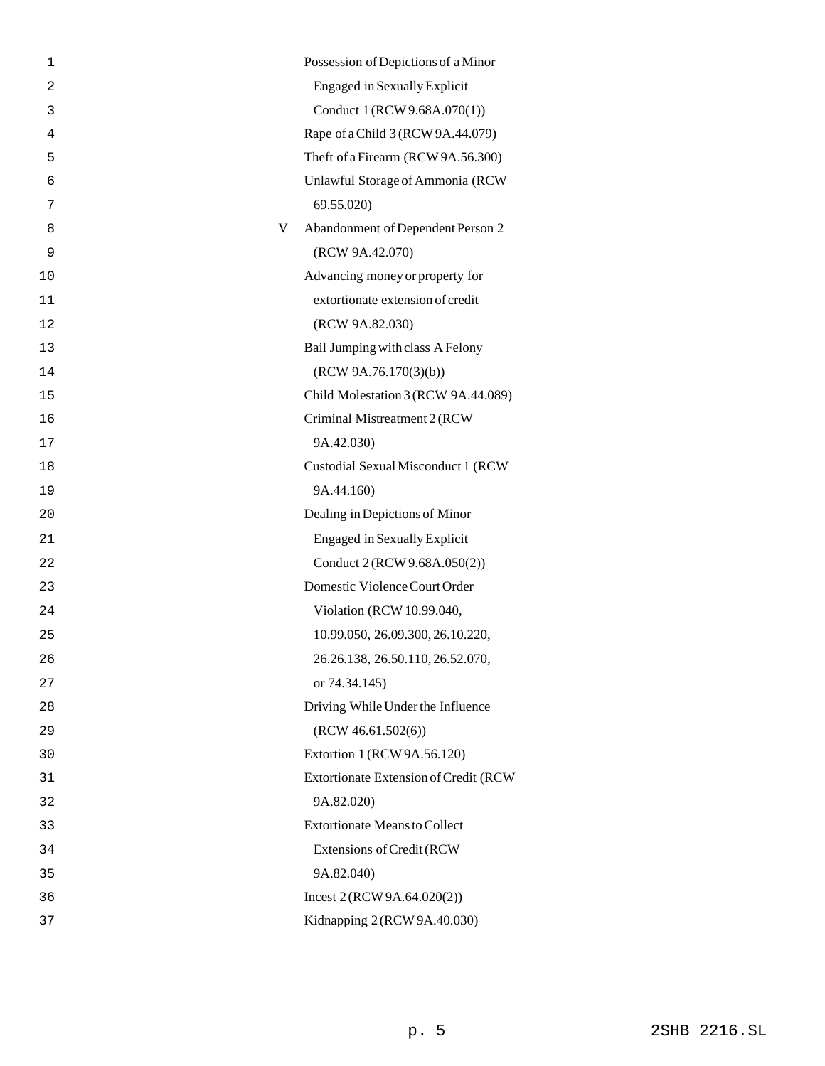| | |
|---|---|
| | Possession of Depictions of a Minor Engaged in Sexually Explicit Conduct 1 (RCW 9.68A.070(1)) |
| | Rape of a Child 3 (RCW 9A.44.079) |
| | Theft of a Firearm (RCW 9A.56.300) |
| | Unlawful Storage of Ammonia (RCW 69.55.020) |
| V | Abandonment of Dependent Person 2 (RCW 9A.42.070) |
| | Advancing money or property for extortionate extension of credit (RCW 9A.82.030) |
| | Bail Jumping with class A Felony (RCW 9A.76.170(3)(b)) |
| | Child Molestation 3 (RCW 9A.44.089) |
| | Criminal Mistreatment 2 (RCW 9A.42.030) |
| | Custodial Sexual Misconduct 1 (RCW 9A.44.160) |
| | Dealing in Depictions of Minor Engaged in Sexually Explicit Conduct 2 (RCW 9.68A.050(2)) |
| | Domestic Violence Court Order Violation (RCW 10.99.040, 10.99.050, 26.09.300, 26.10.220, 26.26.138, 26.50.110, 26.52.070, or 74.34.145) |
| | Driving While Under the Influence (RCW 46.61.502(6)) |
| | Extortion 1 (RCW 9A.56.120) |
| | Extortionate Extension of Credit (RCW 9A.82.020) |
| | Extortionate Means to Collect Extensions of Credit (RCW 9A.82.040) |
| | Incest 2 (RCW 9A.64.020(2)) |
| | Kidnapping 2 (RCW 9A.40.030) |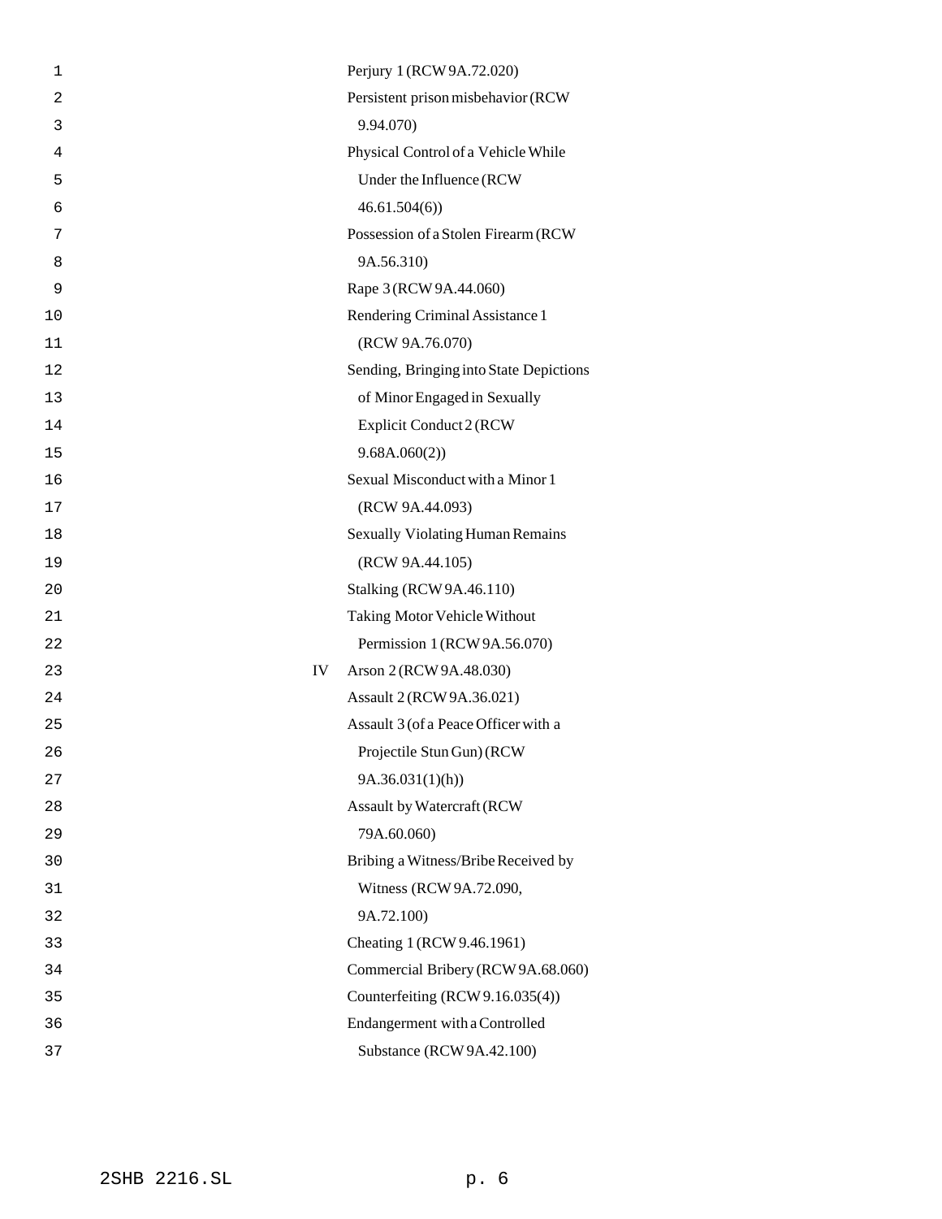| | |
|---|---|
| | Perjury 1 (RCW 9A.72.020) |
| | Persistent prison misbehavior (RCW 9.94.070) |
| | Physical Control of a Vehicle While Under the Influence (RCW 46.61.504(6)) |
| | Possession of a Stolen Firearm (RCW 9A.56.310) |
| | Rape 3 (RCW 9A.44.060) |
| | Rendering Criminal Assistance 1 (RCW 9A.76.070) |
| | Sending, Bringing into State Depictions of Minor Engaged in Sexually Explicit Conduct 2 (RCW 9.68A.060(2)) |
| | Sexual Misconduct with a Minor 1 (RCW 9A.44.093) |
| | Sexually Violating Human Remains (RCW 9A.44.105) |
| | Stalking (RCW 9A.46.110) |
| | Taking Motor Vehicle Without Permission 1 (RCW 9A.56.070) |
| IV | Arson 2 (RCW 9A.48.030) |
| | Assault 2 (RCW 9A.36.021) |
| | Assault 3 (of a Peace Officer with a Projectile Stun Gun) (RCW 9A.36.031(1)(h)) |
| | Assault by Watercraft (RCW 79A.60.060) |
| | Bribing a Witness/Bribe Received by Witness (RCW 9A.72.090, 9A.72.100) |
| | Cheating 1 (RCW 9.46.1961) |
| | Commercial Bribery (RCW 9A.68.060) |
| | Counterfeiting (RCW 9.16.035(4)) |
| | Endangerment with a Controlled Substance (RCW 9A.42.100) |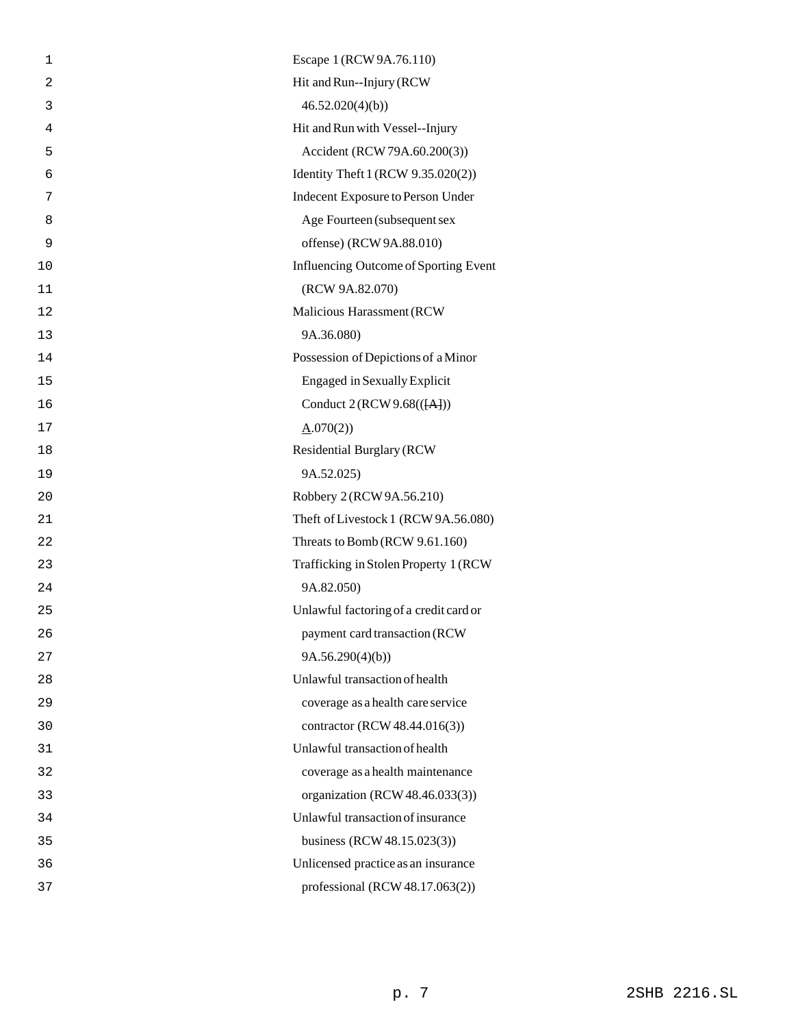Escape 1 (RCW 9A.76.110)

Hit and Run--Injury (RCW 46.52.020(4)(b))

Hit and Run with Vessel--Injury Accident (RCW 79A.60.200(3))

Identity Theft 1 (RCW 9.35.020(2))

Indecent Exposure to Person Under Age Fourteen (subsequent sex offense) (RCW 9A.88.010)

Influencing Outcome of Sporting Event (RCW 9A.82.070)

Malicious Harassment (RCW 9A.36.080)

Possession of Depictions of a Minor Engaged in Sexually Explicit Conduct 2 (RCW 9.68(([A])) A.070(2))

Residential Burglary (RCW 9A.52.025)

Robbery 2 (RCW 9A.56.210)

Theft of Livestock 1 (RCW 9A.56.080)

Threats to Bomb (RCW 9.61.160)

Trafficking in Stolen Property 1 (RCW 9A.82.050)

Unlawful factoring of a credit card or payment card transaction (RCW 9A.56.290(4)(b))

Unlawful transaction of health coverage as a health care service contractor (RCW 48.44.016(3))

Unlawful transaction of health coverage as a health maintenance organization (RCW 48.46.033(3))

Unlawful transaction of insurance business (RCW 48.15.023(3))

Unlicensed practice as an insurance professional (RCW 48.17.063(2))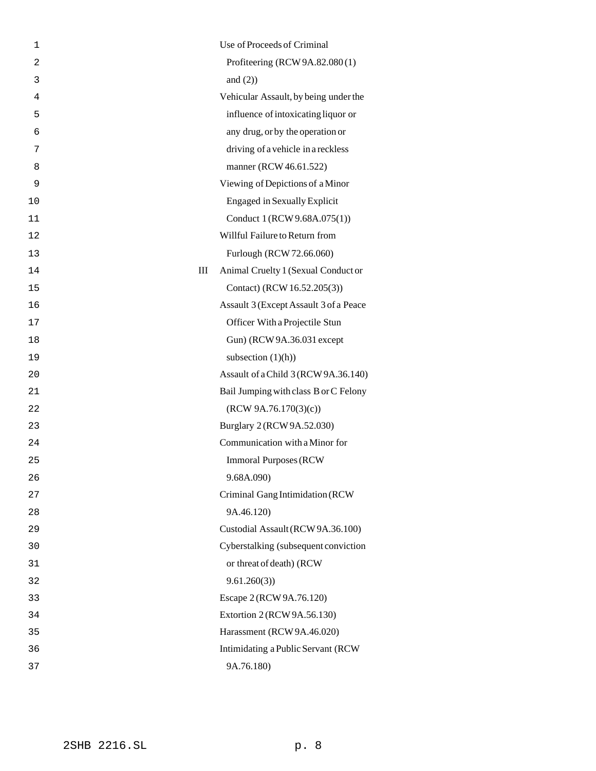| Seriousness Level | Offense |
|---|---|
| | Use of Proceeds of Criminal Profiteering (RCW 9A.82.080 (1) and (2)) |
| | Vehicular Assault, by being under the influence of intoxicating liquor or any drug, or by the operation or driving of a vehicle in a reckless manner (RCW 46.61.522) |
| | Viewing of Depictions of a Minor Engaged in Sexually Explicit Conduct 1 (RCW 9.68A.075(1)) |
| | Willful Failure to Return from Furlough (RCW 72.66.060) |
| III | Animal Cruelty 1 (Sexual Conduct or Contact) (RCW 16.52.205(3)) |
| | Assault 3 (Except Assault 3 of a Peace Officer With a Projectile Stun Gun) (RCW 9A.36.031 except subsection (1)(h)) |
| | Assault of a Child 3 (RCW 9A.36.140) |
| | Bail Jumping with class B or C Felony (RCW 9A.76.170(3)(c)) |
| | Burglary 2 (RCW 9A.52.030) |
| | Communication with a Minor for Immoral Purposes (RCW 9.68A.090) |
| | Criminal Gang Intimidation (RCW 9A.46.120) |
| | Custodial Assault (RCW 9A.36.100) |
| | Cyberstalking (subsequent conviction or threat of death) (RCW 9.61.260(3)) |
| | Escape 2 (RCW 9A.76.120) |
| | Extortion 2 (RCW 9A.56.130) |
| | Harassment (RCW 9A.46.020) |
| | Intimidating a Public Servant (RCW 9A.76.180) |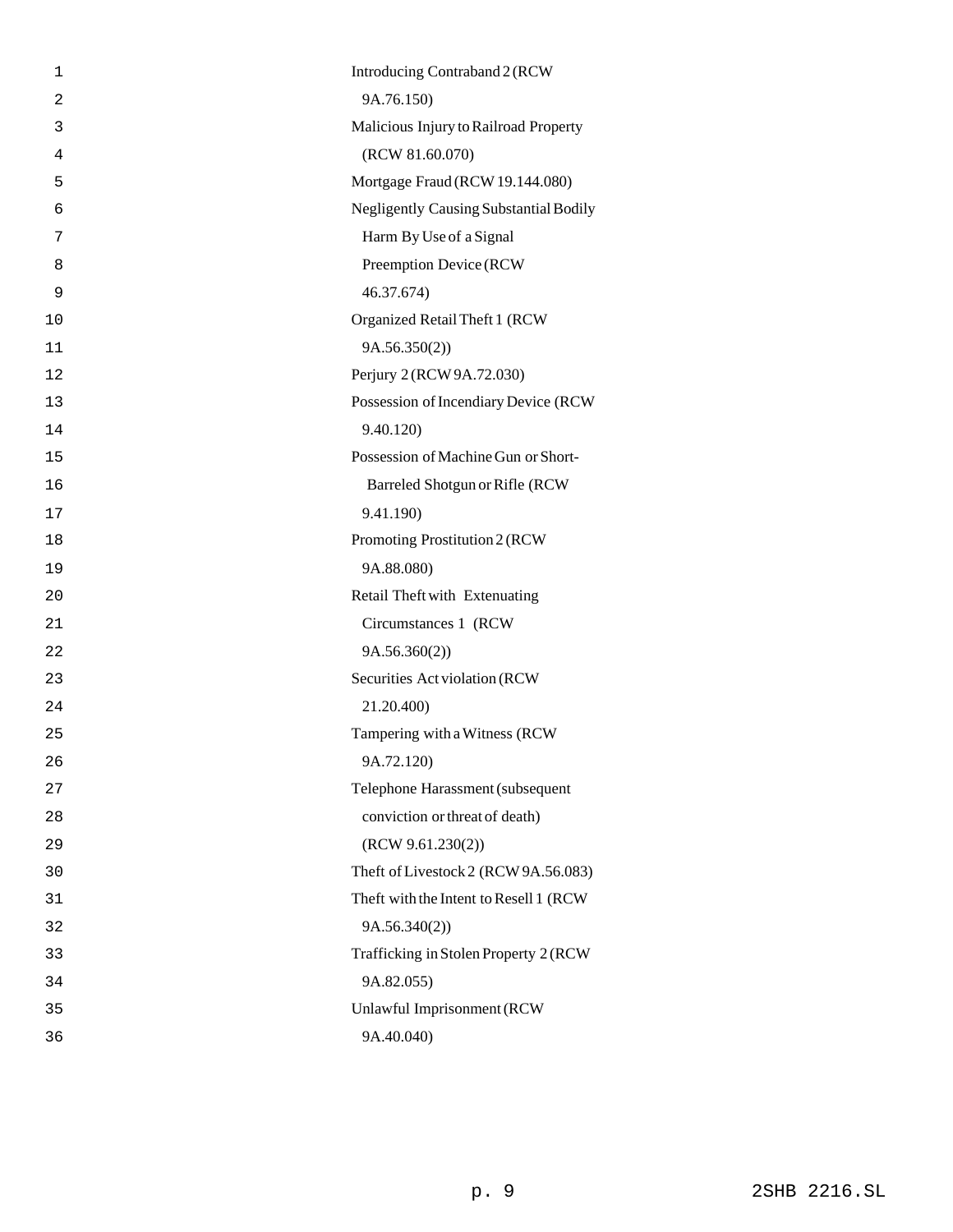Introducing Contraband 2 (RCW 9A.76.150)

Malicious Injury to Railroad Property (RCW 81.60.070)

Mortgage Fraud (RCW 19.144.080)

Negligently Causing Substantial Bodily Harm By Use of a Signal Preemption Device (RCW 46.37.674)

Organized Retail Theft 1 (RCW 9A.56.350(2))

Perjury 2 (RCW 9A.72.030)

Possession of Incendiary Device (RCW 9.40.120)

Possession of Machine Gun or Short-Barreled Shotgun or Rifle (RCW 9.41.190)

Promoting Prostitution 2 (RCW 9A.88.080)

Retail Theft with Extenuating Circumstances 1 (RCW 9A.56.360(2))

Securities Act violation (RCW 21.20.400)

Tampering with a Witness (RCW 9A.72.120)

Telephone Harassment (subsequent conviction or threat of death) (RCW 9.61.230(2))

Theft of Livestock 2 (RCW 9A.56.083)

Theft with the Intent to Resell 1 (RCW 9A.56.340(2))

Trafficking in Stolen Property 2 (RCW 9A.82.055)

Unlawful Imprisonment (RCW 9A.40.040)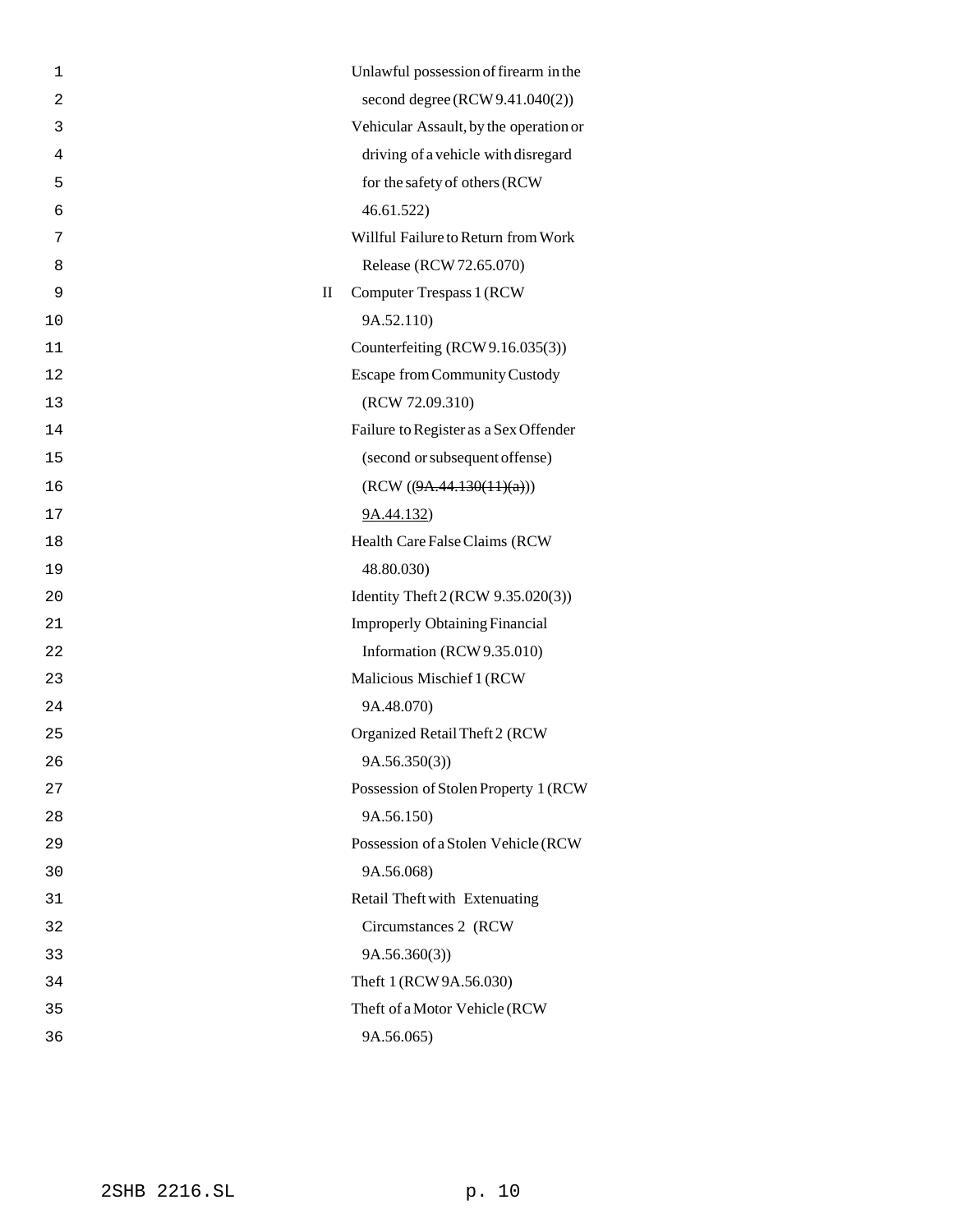| | |
|---|---|
| | Unlawful possession of firearm in the second degree (RCW 9.41.040(2)) |
| | Vehicular Assault, by the operation or driving of a vehicle with disregard for the safety of others (RCW 46.61.522) |
| | Willful Failure to Return from Work Release (RCW 72.65.070) |
| II | Computer Trespass 1 (RCW 9A.52.110) |
| | Counterfeiting (RCW 9.16.035(3)) |
| | Escape from Community Custody (RCW 72.09.310) |
| | Failure to Register as a Sex Offender (second or subsequent offense) (RCW ((~~9A.44.130(11)(a)~~)) <u>9A.44.132</u>) |
| | Health Care False Claims (RCW 48.80.030) |
| | Identity Theft 2 (RCW 9.35.020(3)) |
| | Improperly Obtaining Financial Information (RCW 9.35.010) |
| | Malicious Mischief 1 (RCW 9A.48.070) |
| | Organized Retail Theft 2 (RCW 9A.56.350(3)) |
| | Possession of Stolen Property 1 (RCW 9A.56.150) |
| | Possession of a Stolen Vehicle (RCW 9A.56.068) |
| | Retail Theft with Extenuating Circumstances 2 (RCW 9A.56.360(3)) |
| | Theft 1 (RCW 9A.56.030) |
| | Theft of a Motor Vehicle (RCW 9A.56.065) |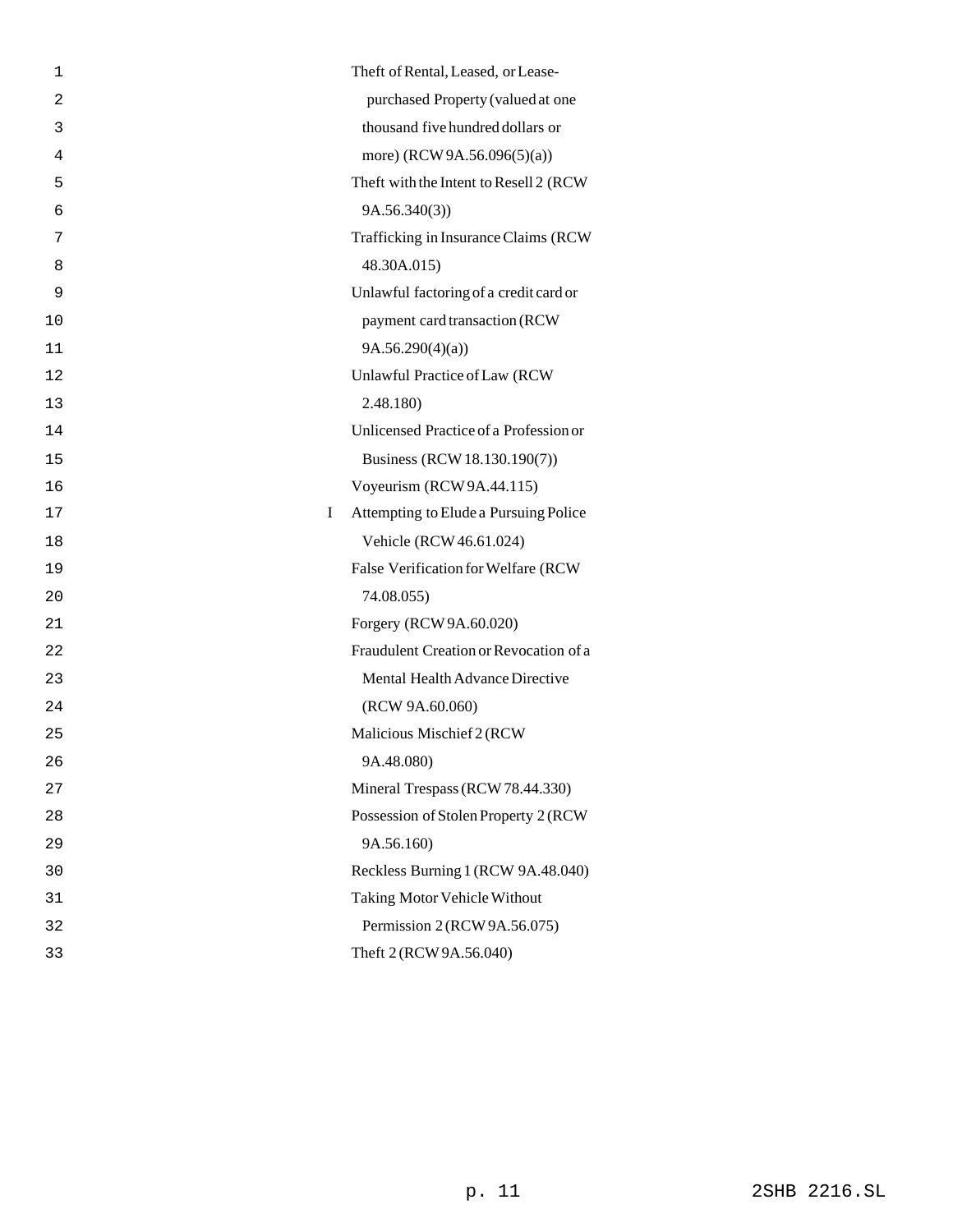| | |
|---|---|
| | Theft of Rental, Leased, or Lease-purchased Property (valued at one thousand five hundred dollars or more) (RCW 9A.56.096(5)(a)) |
| | Theft with the Intent to Resell 2 (RCW 9A.56.340(3)) |
| | Trafficking in Insurance Claims (RCW 48.30A.015) |
| | Unlawful factoring of a credit card or payment card transaction (RCW 9A.56.290(4)(a)) |
| | Unlawful Practice of Law (RCW 2.48.180) |
| | Unlicensed Practice of a Profession or Business (RCW 18.130.190(7)) |
| | Voyeurism (RCW 9A.44.115) |
| I | Attempting to Elude a Pursuing Police Vehicle (RCW 46.61.024) |
| | False Verification for Welfare (RCW 74.08.055) |
| | Forgery (RCW 9A.60.020) |
| | Fraudulent Creation or Revocation of a Mental Health Advance Directive (RCW 9A.60.060) |
| | Malicious Mischief 2 (RCW 9A.48.080) |
| | Mineral Trespass (RCW 78.44.330) |
| | Possession of Stolen Property 2 (RCW 9A.56.160) |
| | Reckless Burning 1 (RCW 9A.48.040) |
| | Taking Motor Vehicle Without Permission 2 (RCW 9A.56.075) |
| | Theft 2 (RCW 9A.56.040) |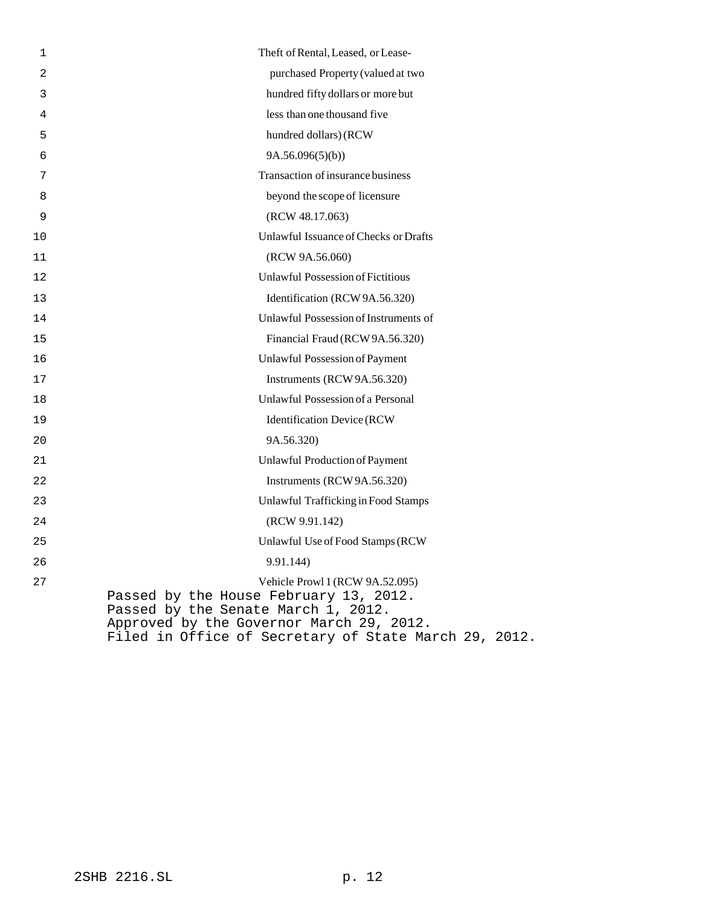Theft of Rental, Leased, or Lease-purchased Property (valued at two hundred fifty dollars or more but less than one thousand five hundred dollars) (RCW 9A.56.096(5)(b))

Transaction of insurance business beyond the scope of licensure (RCW 48.17.063)

Unlawful Issuance of Checks or Drafts (RCW 9A.56.060)

Unlawful Possession of Fictitious Identification (RCW 9A.56.320)

Unlawful Possession of Instruments of Financial Fraud (RCW 9A.56.320)

Unlawful Possession of Payment Instruments (RCW 9A.56.320)

Unlawful Possession of a Personal Identification Device (RCW 9A.56.320)

Unlawful Production of Payment Instruments (RCW 9A.56.320)

Unlawful Trafficking in Food Stamps (RCW 9.91.142)

Unlawful Use of Food Stamps (RCW 9.91.144)

Vehicle Prowl 1 (RCW 9A.52.095)

Passed by the House February 13, 2012.
Passed by the Senate March 1, 2012.
Approved by the Governor March 29, 2012.
Filed in Office of Secretary of State March 29, 2012.